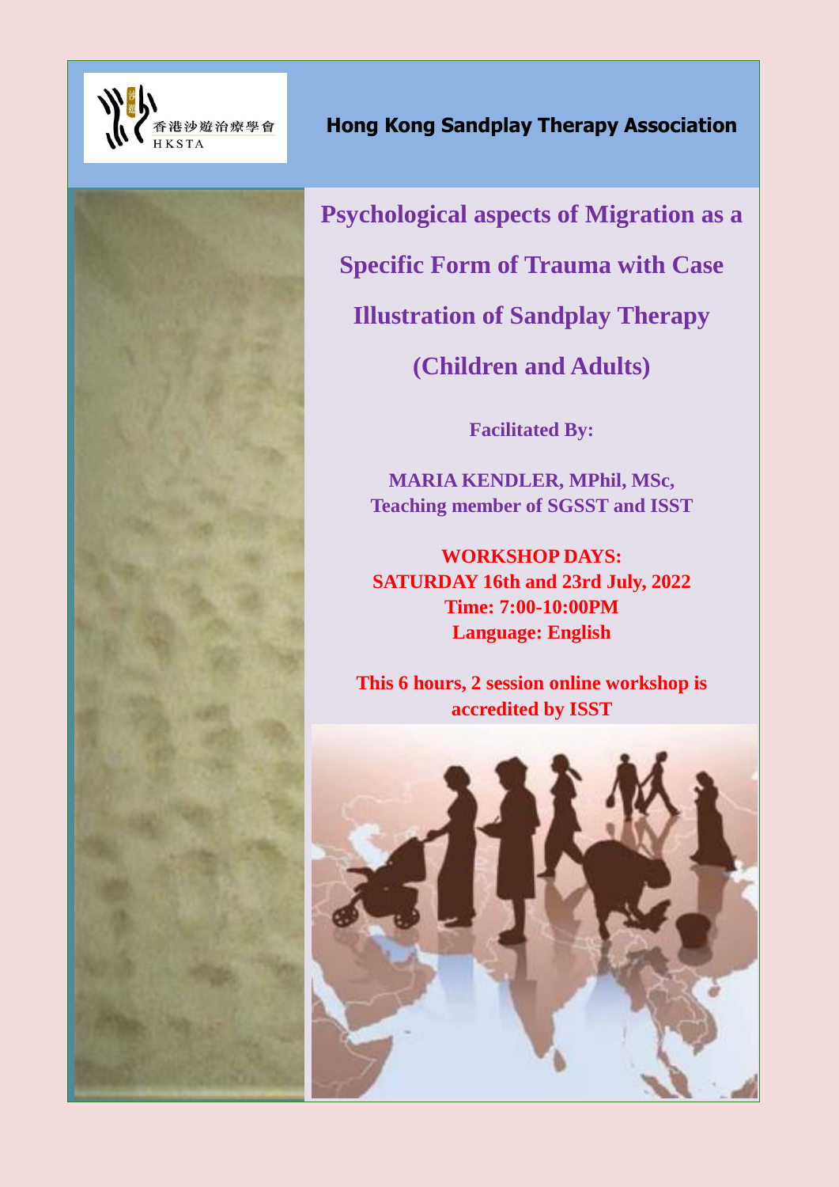香港沙遊治療學會
HKSTA

**Hong Kong Sandplay Therapy Association**

# Psychological aspects of Migration as a Specific Form of Trauma with Case Illustration of Sandplay Therapy (Children and Adults)

**Facilitated By:**

**MARIA KENDLER, MPhil, MSc,**
**Teaching member of SGSST and ISST**

**WORKSHOP DAYS:**
**SATURDAY 16th and 23rd July, 2022**
**Time: 7:00-10:00PM**
**Language: English**

**This 6 hours, 2 session online workshop is accredited by ISST**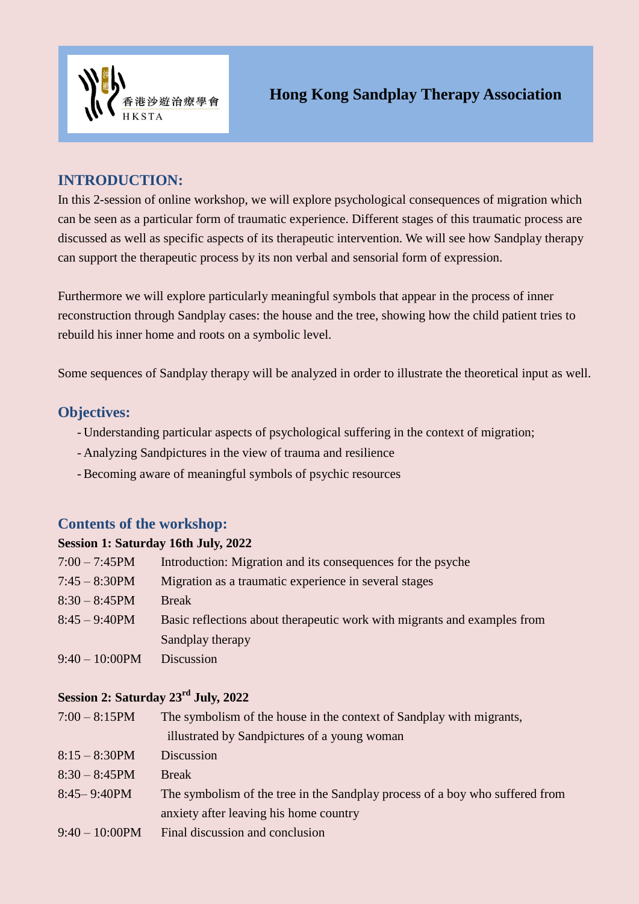香港沙遊治療學會
HKSTA

# Hong Kong Sandplay Therapy Association

## INTRODUCTION:

In this 2-session of online workshop, we will explore psychological consequences of migration which can be seen as a particular form of traumatic experience. Different stages of this traumatic process are discussed as well as specific aspects of its therapeutic intervention. We will see how Sandplay therapy can support the therapeutic process by its non verbal and sensorial form of expression.

Furthermore we will explore particularly meaningful symbols that appear in the process of inner reconstruction through Sandplay cases: the house and the tree, showing how the child patient tries to rebuild his inner home and roots on a symbolic level.

Some sequences of Sandplay therapy will be analyzed in order to illustrate the theoretical input as well.

## Objectives:

- Understanding particular aspects of psychological suffering in the context of migration;
- Analyzing Sandpictures in the view of trauma and resilience
- Becoming aware of meaningful symbols of psychic resources

## Contents of the workshop:

**Session 1: Saturday 16th July, 2022**

| | |
|---|---|
| 7:00 – 7:45PM | Introduction: Migration and its consequences for the psyche |
| 7:45 – 8:30PM | Migration as a traumatic experience in several stages |
| 8:30 – 8:45PM | Break |
| 8:45 – 9:40PM | Basic reflections about therapeutic work with migrants and examples from Sandplay therapy |
| 9:40 – 10:00PM | Discussion |

**Session 2: Saturday 23rd July, 2022**

| | |
|---|---|
| 7:00 – 8:15PM | The symbolism of the house in the context of Sandplay with migrants, illustrated by Sandpictures of a young woman |
| 8:15 – 8:30PM | Discussion |
| 8:30 – 8:45PM | Break |
| 8:45– 9:40PM | The symbolism of the tree in the Sandplay process of a boy who suffered from anxiety after leaving his home country |
| 9:40 – 10:00PM | Final discussion and conclusion |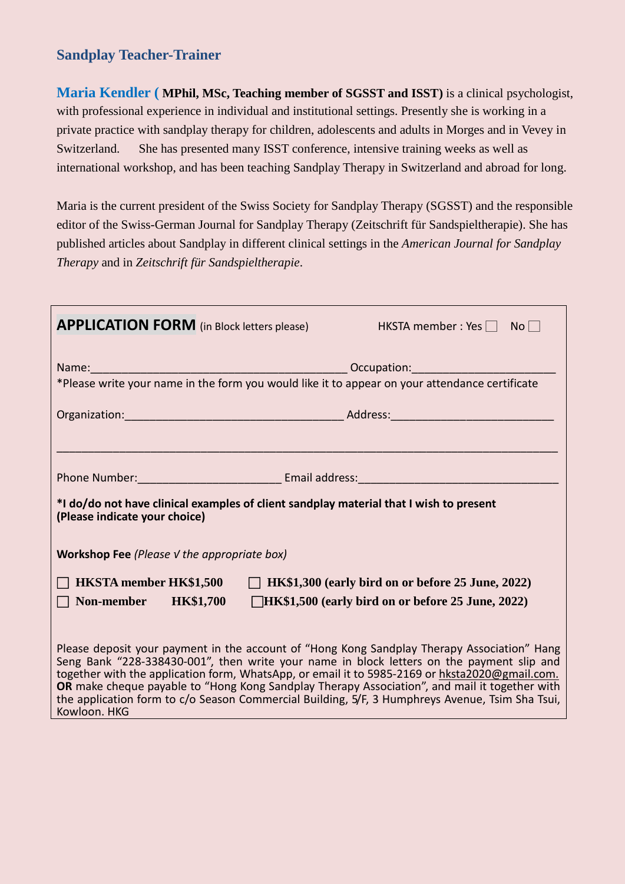## Sandplay Teacher-Trainer

**Maria Kendler (** **MPhil, MSc, Teaching member of SGSST and ISST)** is a clinical psychologist, with professional experience in individual and institutional settings. Presently she is working in a private practice with sandplay therapy for children, adolescents and adults in Morges and in Vevey in Switzerland. She has presented many ISST conference, intensive training weeks as well as international workshop, and has been teaching Sandplay Therapy in Switzerland and abroad for long.

Maria is the current president of the Swiss Society for Sandplay Therapy (SGSST) and the responsible editor of the Swiss-German Journal for Sandplay Therapy (Zeitschrift für Sandspieltherapie). She has published articles about Sandplay in different clinical settings in the *American Journal for Sandplay Therapy* and in *Zeitschrift für Sandspieltherapie*.

**APPLICATION FORM** (in Block letters please) HKSTA member : Yes ☐ No ☐

Name:\_\_\_\_\_\_\_\_\_\_\_\_\_\_\_\_\_\_\_\_\_\_\_\_\_\_\_\_\_\_\_\_\_\_\_\_\_\_\_\_ Occupation:\_\_\_\_\_\_\_\_\_\_\_\_\_\_\_\_\_\_\_\_\_\_

*Please write your name in the form you would like it to appear on your attendance certificate

Organization:\_\_\_\_\_\_\_\_\_\_\_\_\_\_\_\_\_\_\_\_\_\_\_\_\_\_\_\_\_\_\_\_\_\_ Address:\_\_\_\_\_\_\_\_\_\_\_\_\_\_\_\_\_\_\_\_\_\_\_\_\_

\_\_\_\_\_\_\_\_\_\_\_\_\_\_\_\_\_\_\_\_\_\_\_\_\_\_\_\_\_\_\_\_\_\_\_\_\_\_\_\_\_\_\_\_\_\_\_\_\_\_\_\_\_\_\_\_\_\_\_\_\_\_\_\_\_\_\_\_\_\_\_\_\_\_\_\_\_\_

Phone Number:\_\_\_\_\_\_\_\_\_\_\_\_\_\_\_\_\_\_\_\_\_\_ Email address:\_\_\_\_\_\_\_\_\_\_\_\_\_\_\_\_\_\_\_\_\_\_\_\_\_\_\_\_\_\_\_

**\*I do/do not have clinical examples of client sandplay material that I wish to present (Please indicate your choice)**

**Workshop Fee** *(Please √ the appropriate box)*

☐ **HKSTA member HK$1,500** ☐ **HK$1,300 (early bird on or before 25 June, 2022)**

☐ **Non-member HK$1,700** ☐ **HK$1,500 (early bird on or before 25 June, 2022)**

Please deposit your payment in the account of "Hong Kong Sandplay Therapy Association" Hang Seng Bank "228-338430-001", then write your name in block letters on the payment slip and together with the application form, WhatsApp, or email it to 5985-2169 or hksta2020@gmail.com. **OR** make cheque payable to "Hong Kong Sandplay Therapy Association", and mail it together with the application form to c/o Season Commercial Building, 5/F, 3 Humphreys Avenue, Tsim Sha Tsui, Kowloon. HKG